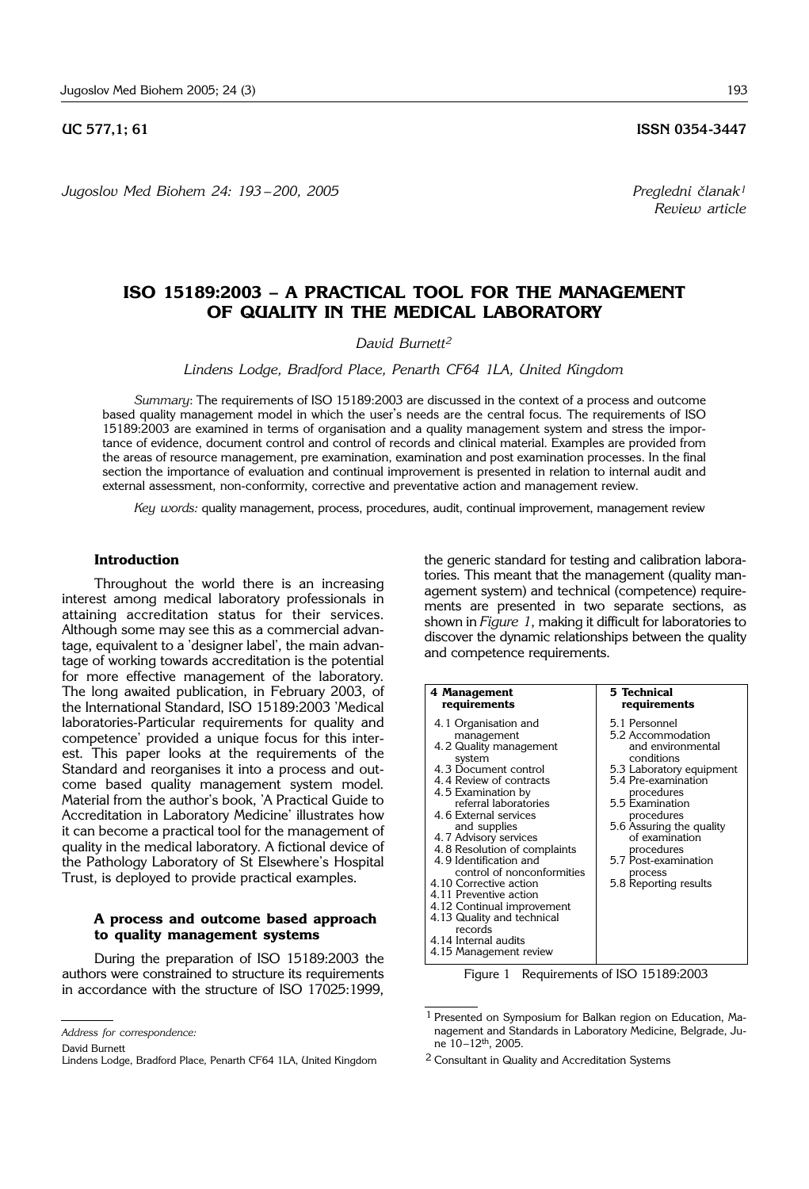UC 577,1; 61 ISSN 0354-3447

*Jugoslov Med Biohem 24: 193 – 200, 2005*

*Pregledni članak*[1]
*Review article*

# ISO 15189:2003 – A PRACTICAL TOOL FOR THE MANAGEMENT OF QUALITY IN THE MEDICAL LABORATORY

*David Burnett*[2]

*Lindens Lodge, Bradford Place, Penarth CF64 1LA, United Kingdom*

*Summary*: The requirements of ISO 15189:2003 are discussed in the context of a process and outcome based quality management model in which the user's needs are the central focus. The requirements of ISO 15189:2003 are examined in terms of organisation and a quality management system and stress the importance of evidence, document control and control of records and clinical material. Examples are provided from the areas of resource management, pre examination, examination and post examination processes. In the final section the importance of evaluation and continual improvement is presented in relation to internal audit and external assessment, non-conformity, corrective and preventative action and management review.

*Key words:* quality management, process, procedures, audit, continual improvement, management review

## Introduction

Throughout the world there is an increasing interest among medical laboratory professionals in attaining accreditation status for their services. Although some may see this as a commercial advantage, equivalent to a 'designer label', the main advantage of working towards accreditation is the potential for more effective management of the laboratory. The long awaited publication, in February 2003, of the International Standard, ISO 15189:2003 'Medical laboratories-Particular requirements for quality and competence' provided a unique focus for this interest. This paper looks at the requirements of the Standard and reorganises it into a process and outcome based quality management system model. Material from the author's book, 'A Practical Guide to Accreditation in Laboratory Medicine' illustrates how it can become a practical tool for the management of quality in the medical laboratory. A fictional device of the Pathology Laboratory of St Elsewhere's Hospital Trust, is deployed to provide practical examples.

### A process and outcome based approach to quality management systems

During the preparation of ISO 15189:2003 the authors were constrained to structure its requirements in accordance with the structure of ISO 17025:1999, the generic standard for testing and calibration laboratories. This meant that the management (quality management system) and technical (competence) requirements are presented in two separate sections, as shown in *Figure 1*, making it difficult for laboratories to discover the dynamic relationships between the quality and competence requirements.

| 4 Management requirements | 5 Technical requirements |
|---|---|
| 4.1 Organisation and management<br>4.2 Quality management system<br>4.3 Document control<br>4.4 Review of contracts<br>4.5 Examination by referral laboratories<br>4.6 External services and supplies<br>4.7 Advisory services<br>4.8 Resolution of complaints<br>4.9 Identification and control of nonconformities<br>4.10 Corrective action<br>4.11 Preventive action<br>4.12 Continual improvement<br>4.13 Quality and technical records<br>4.14 Internal audits<br>4.15 Management review | 5.1 Personnel<br>5.2 Accommodation and environmental conditions<br>5.3 Laboratory equipment<br>5.4 Pre-examination procedures<br>5.5 Examination procedures<br>5.6 Assuring the quality of examination procedures<br>5.7 Post-examination process<br>5.8 Reporting results |

Figure 1 Requirements of ISO 15189:2003

---

*Address for correspondence:*

David Burnett
Lindens Lodge, Bradford Place, Penarth CF64 1LA, United Kingdom

[1] Presented on Symposium for Balkan region on Education, Management and Standards in Laboratory Medicine, Belgrade, June 10–12th, 2005.

[2] Consultant in Quality and Accreditation Systems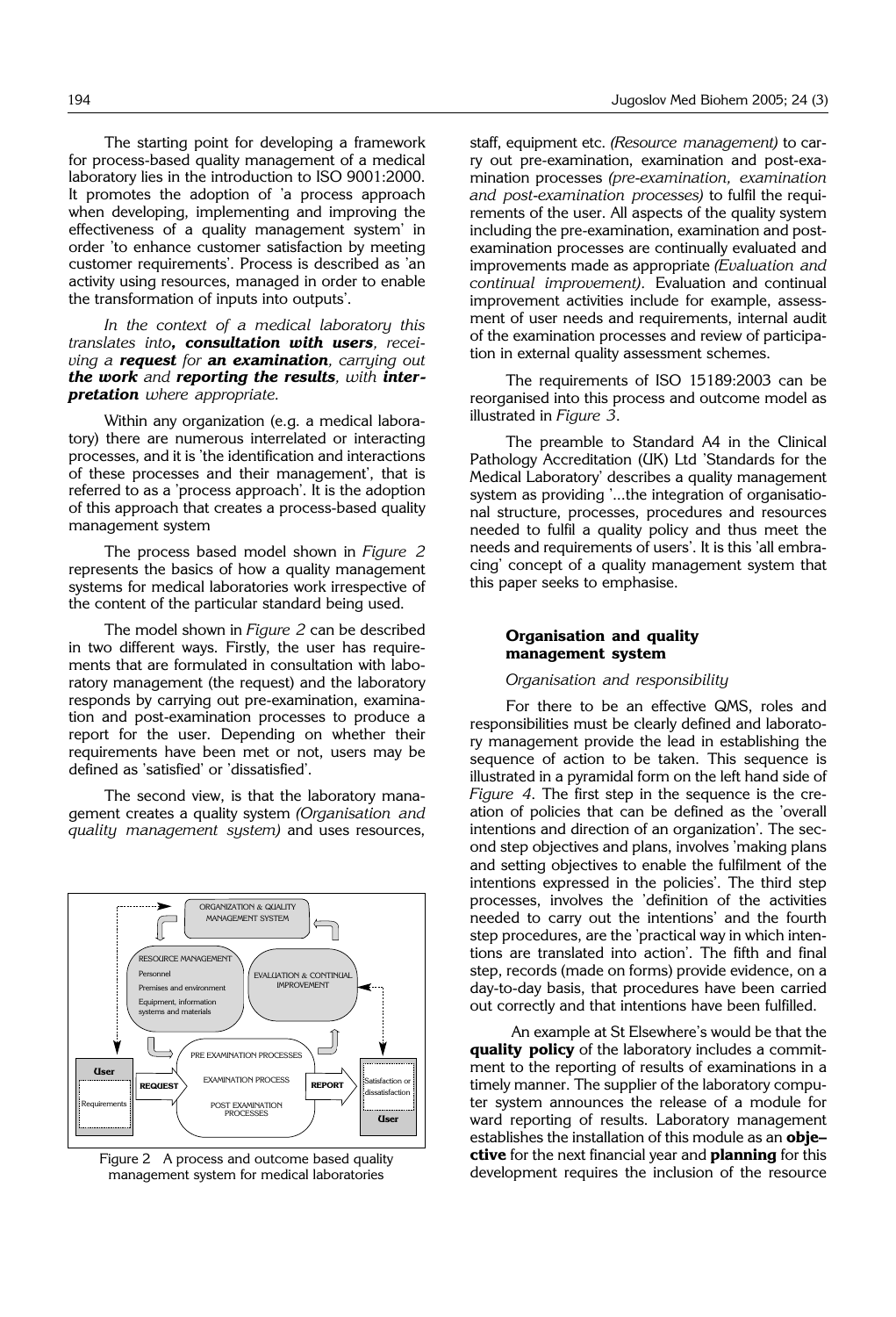The starting point for developing a framework for process-based quality management of a medical laboratory lies in the introduction to ISO 9001:2000. It promotes the adoption of 'a process approach when developing, implementing and improving the effectiveness of a quality management system' in order 'to enhance customer satisfaction by meeting customer requirements'. Process is described as 'an activity using resources, managed in order to enable the transformation of inputs into outputs'.

*In the context of a medical laboratory this translates into **, consultation with users**, receiving a **request** for **an examination**, carrying out **the work** and **reporting the results**, with **interpretation** where appropriate.*

Within any organization (e.g. a medical laboratory) there are numerous interrelated or interacting processes, and it is 'the identification and interactions of these processes and their management', that is referred to as a 'process approach'. It is the adoption of this approach that creates a process-based quality management system

The process based model shown in *Figure 2* represents the basics of how a quality management systems for medical laboratories work irrespective of the content of the particular standard being used.

The model shown in *Figure 2* can be described in two different ways. Firstly, the user has requirements that are formulated in consultation with laboratory management (the request) and the laboratory responds by carrying out pre-examination, examination and post-examination processes to produce a report for the user. Depending on whether their requirements have been met or not, users may be defined as 'satisfied' or 'dissatisfied'.

The second view, is that the laboratory management creates a quality system *(Organisation and quality management system)* and uses resources, staff, equipment etc. *(Resource management)* to carry out pre-examination, examination and post-examination processes *(pre-examination, examination and post-examination processes)* to fulfil the requirements of the user. All aspects of the quality system including the pre-examination, examination and post-examination processes are continually evaluated and improvements made as appropriate *(Evaluation and continual improvement)*. Evaluation and continual improvement activities include for example, assessment of user needs and requirements, internal audit of the examination processes and review of participation in external quality assessment schemes.

ORGANIZATION & QUALITY MANAGEMENT SYSTEM

RESOURCE MANAGEMENT
Personnel
Premises and environment
Equipment, information systems and materials

EVALUATION & CONTINUAL IMPROVEMENT

User
Requirements

REQUEST

PRE EXAMINATION PROCESSES
EXAMINATION PROCESS
POST EXAMINATION PROCESSES

REPORT

Satisfaction or dissatisfaction
User

Figure 2 A process and outcome based quality management system for medical laboratories

The requirements of ISO 15189:2003 can be reorganised into this process and outcome model as illustrated in *Figure 3*.

The preamble to Standard A4 in the Clinical Pathology Accreditation (UK) Ltd 'Standards for the Medical Laboratory' describes a quality management system as providing '...the integration of organisational structure, processes, procedures and resources needed to fulfil a quality policy and thus meet the needs and requirements of users'. It is this 'all embracing' concept of a quality management system that this paper seeks to emphasise.

### Organisation and quality management system

*Organisation and responsibility*

For there to be an effective QMS, roles and responsibilities must be clearly defined and laboratory management provide the lead in establishing the sequence of action to be taken. This sequence is illustrated in a pyramidal form on the left hand side of *Figure 4*. The first step in the sequence is the creation of policies that can be defined as the 'overall intentions and direction of an organization'. The second step objectives and plans, involves 'making plans and setting objectives to enable the fulfilment of the intentions expressed in the policies'. The third step processes, involves the 'definition of the activities needed to carry out the intentions' and the fourth step procedures, are the 'practical way in which intentions are translated into action'. The fifth and final step, records (made on forms) provide evidence, on a day-to-day basis, that procedures have been carried out correctly and that intentions have been fulfilled.

An example at St Elsewhere's would be that the **quality policy** of the laboratory includes a commitment to the reporting of results of examinations in a timely manner. The supplier of the laboratory computer system announces the release of a module for ward reporting of results. Laboratory management establishes the installation of this module as an **objective** for the next financial year and **planning** for this development requires the inclusion of the resource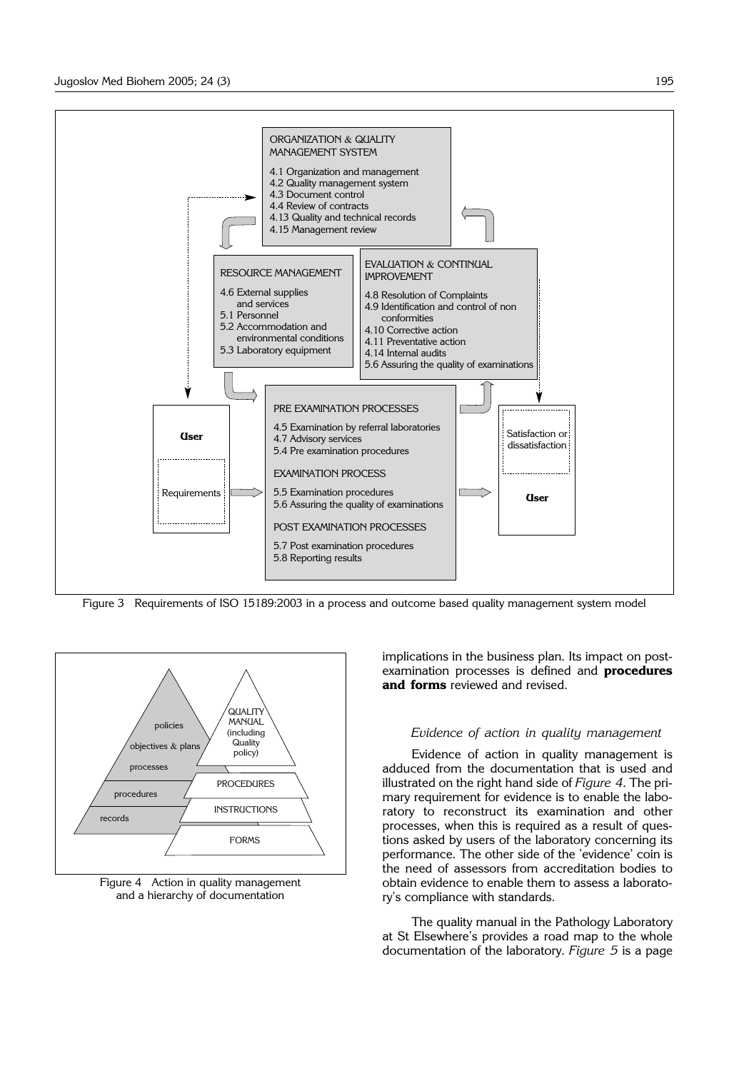Figure 3 Requirements of ISO 15189:2003 in a process and outcome based quality management system model

Figure 4 Action in quality management and a hierarchy of documentation

implications in the business plan. Its impact on post-examination processes is defined and **procedures and forms** reviewed and revised.

*Evidence of action in quality management*

Evidence of action in quality management is adduced from the documentation that is used and illustrated on the right hand side of *Figure 4*. The primary requirement for evidence is to enable the laboratory to reconstruct its examination and other processes, when this is required as a result of questions asked by users of the laboratory concerning its performance. The other side of the 'evidence' coin is the need of assessors from accreditation bodies to obtain evidence to enable them to assess a laboratory's compliance with standards.

The quality manual in the Pathology Laboratory at St Elsewhere's provides a road map to the whole documentation of the laboratory. *Figure 5* is a page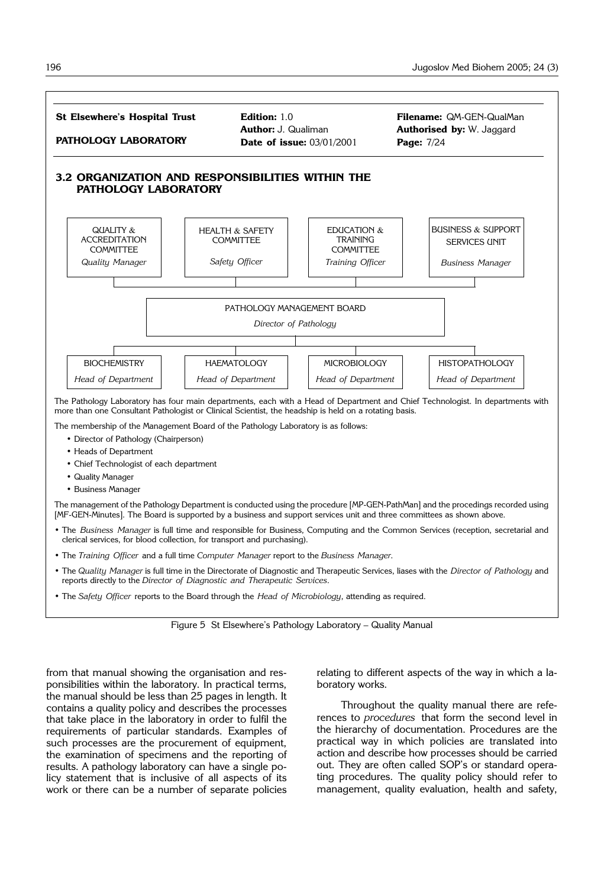| St Elsewhere's Hospital Trust | Edition: 1.0 | Filename: QM-GEN-QualMan |
|---|---|---|
| PATHOLOGY LABORATORY | Author: J. Qualiman | Authorised by: W. Jaggard |
| | Date of issue: 03/01/2001 | Page: 7/24 |

### 3.2 ORGANIZATION AND RESPONSIBILITIES WITHIN THE PATHOLOGY LABORATORY

| QUALITY & ACCREDITATION COMMITTEE | HEALTH & SAFETY COMMITTEE | EDUCATION & TRAINING COMMITTEE | BUSINESS & SUPPORT SERVICES UNIT |
|---|---|---|---|
| *Quality Manager* | *Safety Officer* | *Training Officer* | *Business Manager* |

PATHOLOGY MANAGEMENT BOARD
*Director of Pathology*

| BIOCHEMISTRY | HAEMATOLOGY | MICROBIOLOGY | HISTOPATHOLOGY |
|---|---|---|---|
| *Head of Department* | *Head of Department* | *Head of Department* | *Head of Department* |

The Pathology Laboratory has four main departments, each with a Head of Department and Chief Technologist. In departments with more than one Consultant Pathologist or Clinical Scientist, the headship is held on a rotating basis.

The membership of the Management Board of the Pathology Laboratory is as follows:

- Director of Pathology (Chairperson)
- Heads of Department
- Chief Technologist of each department
- Quality Manager
- Business Manager

The management of the Pathology Department is conducted using the procedure [MP-GEN-PathMan] and the procedings recorded using [MF-GEN-Minutes]. The Board is supported by a business and support services unit and three committees as shown above.

- The *Business Manager* is full time and responsible for Business, Computing and the Common Services (reception, secretarial and clerical services, for blood collection, for transport and purchasing).
- The *Training Officer* and a full time *Computer Manager* report to the *Business Manager*.
- The *Quality Manager* is full time in the Directorate of Diagnostic and Therapeutic Services, liases with the *Director of Pathology* and reports directly to the *Director of Diagnostic and Therapeutic Services*.
- The *Safety Officer* reports to the Board through the *Head of Microbiology*, attending as required.

Figure 5 St Elsewhere's Pathology Laboratory – Quality Manual

from that manual showing the organisation and responsibilities within the laboratory. In practical terms, the manual should be less than 25 pages in length. It contains a quality policy and describes the processes that take place in the laboratory in order to fulfil the requirements of particular standards. Examples of such processes are the procurement of equipment, the examination of specimens and the reporting of results. A pathology laboratory can have a single policy statement that is inclusive of all aspects of its work or there can be a number of separate policies relating to different aspects of the way in which a laboratory works.

Throughout the quality manual there are references to *procedures* that form the second level in the hierarchy of documentation. Procedures are the practical way in which policies are translated into action and describe how processes should be carried out. They are often called SOP's or standard operating procedures. The quality policy should refer to management, quality evaluation, health and safety,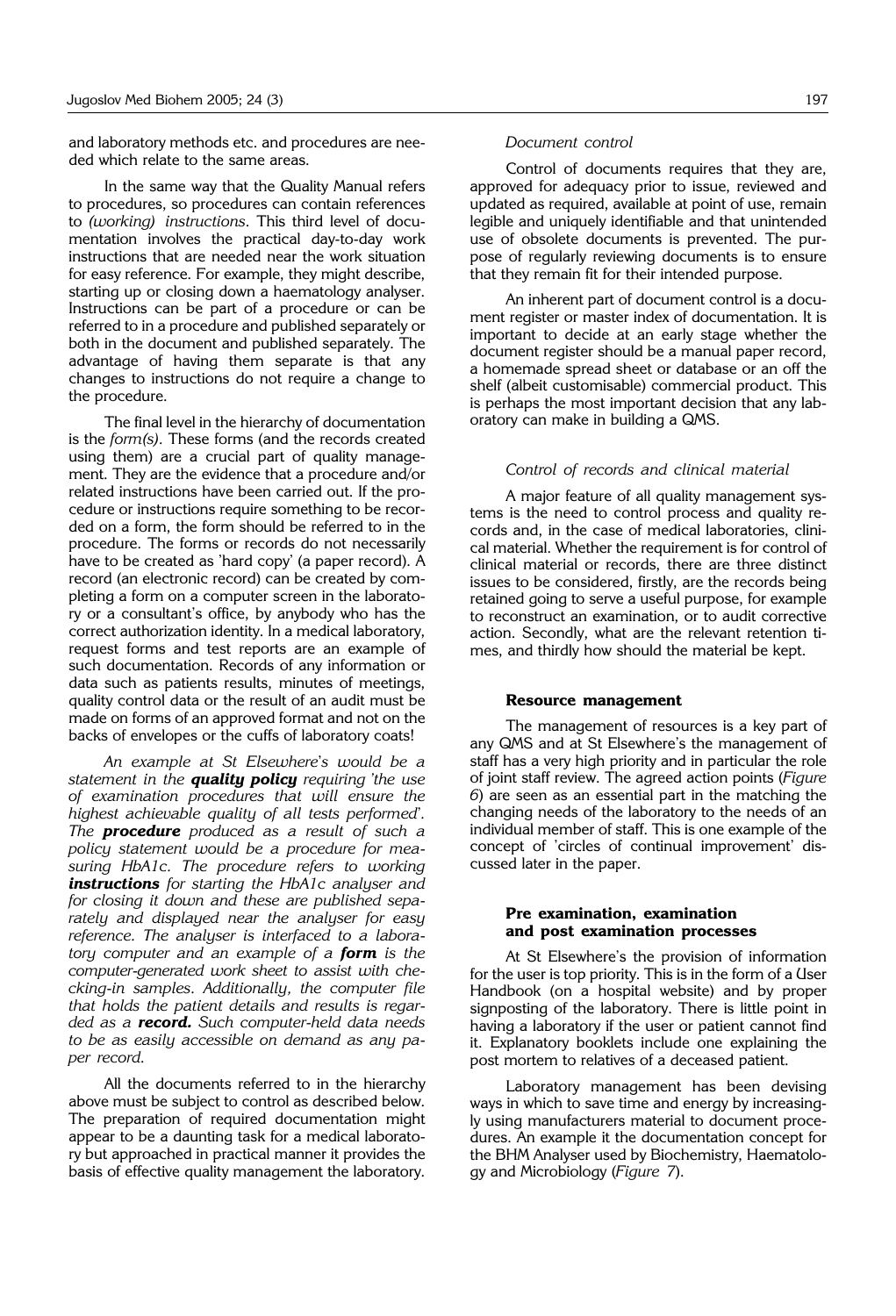and laboratory methods etc. and procedures are needed which relate to the same areas.

In the same way that the Quality Manual refers to procedures, so procedures can contain references to *(working) instructions*. This third level of documentation involves the practical day-to-day work instructions that are needed near the work situation for easy reference. For example, they might describe, starting up or closing down a haematology analyser. Instructions can be part of a procedure or can be referred to in a procedure and published separately or both in the document and published separately. The advantage of having them separate is that any changes to instructions do not require a change to the procedure.

The final level in the hierarchy of documentation is the *form(s)*. These forms (and the records created using them) are a crucial part of quality management. They are the evidence that a procedure and/or related instructions have been carried out. If the procedure or instructions require something to be recorded on a form, the form should be referred to in the procedure. The forms or records do not necessarily have to be created as 'hard copy' (a paper record). A record (an electronic record) can be created by completing a form on a computer screen in the laboratory or a consultant's office, by anybody who has the correct authorization identity. In a medical laboratory, request forms and test reports are an example of such documentation. Records of any information or data such as patients results, minutes of meetings, quality control data or the result of an audit must be made on forms of an approved format and not on the backs of envelopes or the cuffs of laboratory coats!

*An example at St Elsewhere's would be a statement in the* ***quality policy*** *requiring 'the use of examination procedures that will ensure the highest achievable quality of all tests performed'. The* ***procedure*** *produced as a result of such a policy statement would be a procedure for measuring HbA1c. The procedure refers to working* ***instructions*** *for starting the HbA1c analyser and for closing it down and these are published separately and displayed near the analyser for easy reference. The analyser is interfaced to a laboratory computer and an example of a* ***form*** *is the computer-generated work sheet to assist with checking-in samples. Additionally, the computer file that holds the patient details and results is regarded as a* ***record.*** *Such computer-held data needs to be as easily accessible on demand as any paper record.*

All the documents referred to in the hierarchy above must be subject to control as described below. The preparation of required documentation might appear to be a daunting task for a medical laboratory but approached in practical manner it provides the basis of effective quality management the laboratory.

*Document control*

Control of documents requires that they are, approved for adequacy prior to issue, reviewed and updated as required, available at point of use, remain legible and uniquely identifiable and that unintended use of obsolete documents is prevented. The purpose of regularly reviewing documents is to ensure that they remain fit for their intended purpose.

An inherent part of document control is a document register or master index of documentation. It is important to decide at an early stage whether the document register should be a manual paper record, a homemade spread sheet or database or an off the shelf (albeit customisable) commercial product. This is perhaps the most important decision that any laboratory can make in building a QMS.

*Control of records and clinical material*

A major feature of all quality management systems is the need to control process and quality records and, in the case of medical laboratories, clinical material. Whether the requirement is for control of clinical material or records, there are three distinct issues to be considered, firstly, are the records being retained going to serve a useful purpose, for example to reconstruct an examination, or to audit corrective action. Secondly, what are the relevant retention times, and thirdly how should the material be kept.

**Resource management**

The management of resources is a key part of any QMS and at St Elsewhere's the management of staff has a very high priority and in particular the role of joint staff review. The agreed action points (*Figure 6*) are seen as an essential part in the matching the changing needs of the laboratory to the needs of an individual member of staff. This is one example of the concept of 'circles of continual improvement' discussed later in the paper.

**Pre examination, examination and post examination processes**

At St Elsewhere's the provision of information for the user is top priority. This is in the form of a User Handbook (on a hospital website) and by proper signposting of the laboratory. There is little point in having a laboratory if the user or patient cannot find it. Explanatory booklets include one explaining the post mortem to relatives of a deceased patient.

Laboratory management has been devising ways in which to save time and energy by increasingly using manufacturers material to document procedures. An example it the documentation concept for the BHM Analyser used by Biochemistry, Haematology and Microbiology (*Figure 7*).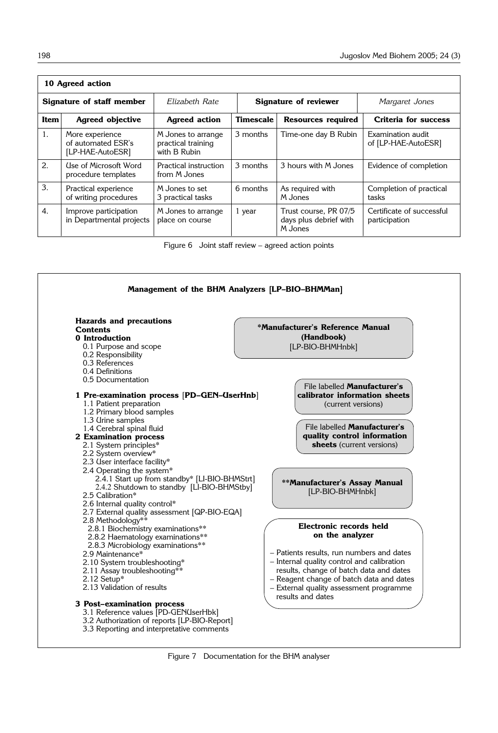| **10 Agreed action** | | | | | |
|---|---|---|---|---|---|
| **Signature of staff member** | | *Elizabeth Rate* | **Signature of reviewer** | | *Margaret Jones* |
| **Item** | **Agreed objective** | **Agreed action** | **Timescale** | **Resources required** | **Criteria for success** |
| 1. | More experience of automated ESR's [LP-HAE-AutoESR] | M Jones to arrange practical training with B Rubin | 3 months | Time-one day B Rubin | Examination audit of [LP-HAE-AutoESR] |
| 2. | Use of Microsoft Word procedure templates | Practical instruction from M Jones | 3 months | 3 hours with M Jones | Evidence of completion |
| 3. | Practical experience of writing procedures | M Jones to set 3 practical tasks | 6 months | As required with M Jones | Completion of practical tasks |
| 4. | Improve participation in Departmental projects | M Jones to arrange place on course | 1 year | Trust course, PR 07/5 days plus debrief with M Jones | Certificate of successful participation |

Figure 6 Joint staff review – agreed action points

**Management of the BHM Analyzers [LP–BIO–BHMMan]**

**Hazards and precautions**
**Contents**
**0 Introduction**
- 0.1 Purpose and scope
- 0.2 Responsibility
- 0.3 References
- 0.4 Definitions
- 0.5 Documentation

**1 Pre-examination process [PD–GEN–UserHnb]**
- 1.1 Patient preparation
- 1.2 Primary blood samples
- 1.3 Urine samples
- 1.4 Cerebral spinal fluid

**2 Examination process**
- 2.1 System principles*
- 2.2 System overview*
- 2.3 User interface facility*
- 2.4 Operating the system*
  - 2.4.1 Start up from standby* [LI-BIO-BHMStrt]
  - 2.4.2 Shutdown to standby [LI-BIO-BHMStby]
- 2.5 Calibration*
- 2.6 Internal quality control*
- 2.7 External quality assessment [QP-BIO-EQA]
- 2.8 Methodology**
  - 2.8.1 Biochemistry examinations**
  - 2.8.2 Haematology examinations**
  - 2.8.3 Microbiology examinations**
- 2.9 Maintenance*
- 2.10 System troubleshooting*
- 2.11 Assay troubleshooting**
- 2.12 Setup*
- 2.13 Validation of results

**3 Post–examination process**
- 3.1 Reference values [PD-GENUserHbk]
- 3.2 Authorization of reports [LP-BIO-Report]
- 3.3 Reporting and interpretative comments

**\*Manufacturer's Reference Manual (Handbook)** [LP-BIO-BHMHnbk]

File labelled **Manufacturer's calibrator information sheets** (current versions)

File labelled **Manufacturer's quality control information sheets** (current versions)

**\*\*Manufacturer's Assay Manual** [LP-BIO-BHMHnbk]

**Electronic records held on the analyzer**
- Patients results, run numbers and dates
- Internal quality control and calibration results, change of batch data and dates
- Reagent change of batch data and dates
- External quality assessment programme results and dates

Figure 7 Documentation for the BHM analyser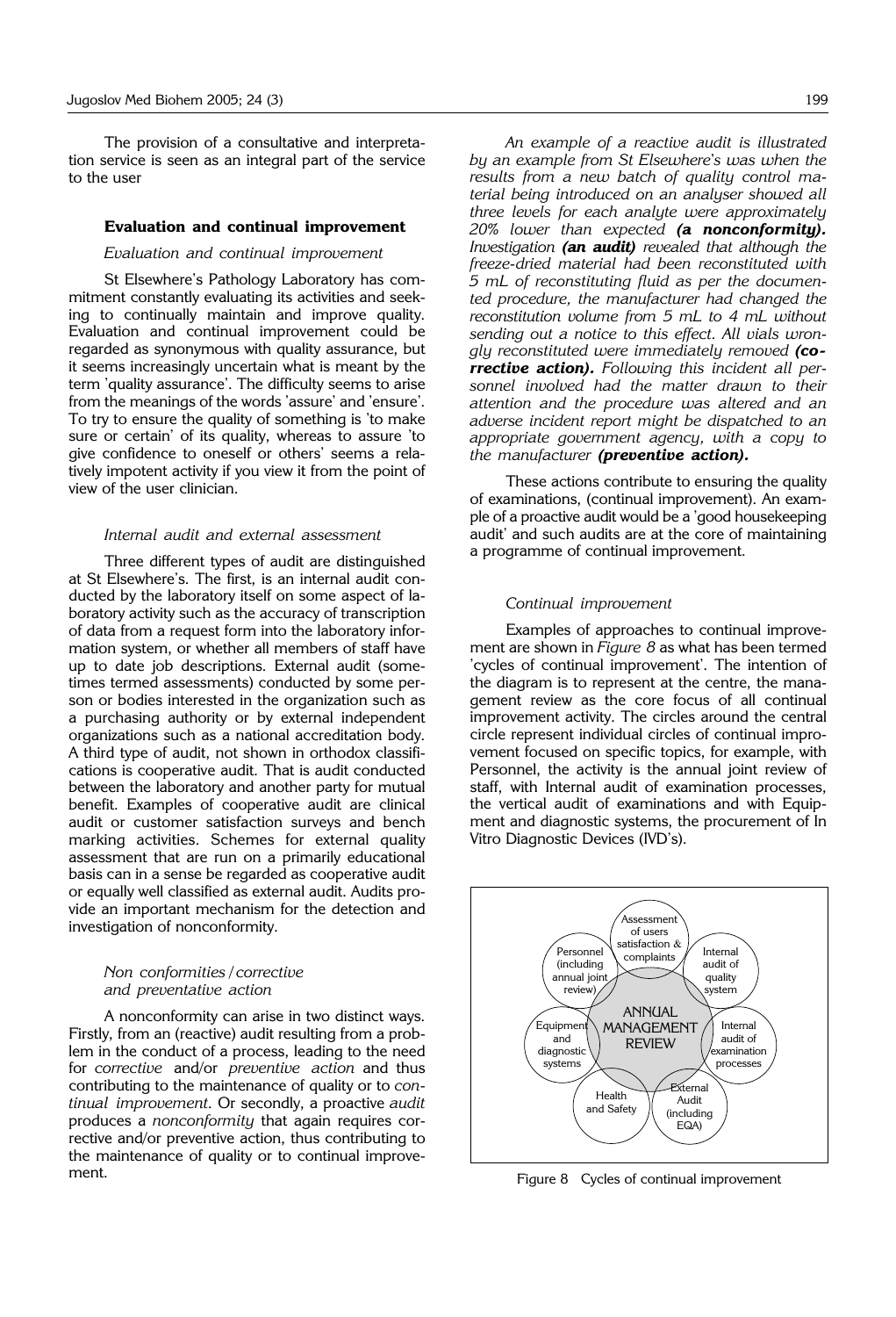The provision of a consultative and interpretation service is seen as an integral part of the service to the user

## Evaluation and continual improvement

### *Evaluation and continual improvement*

St Elsewhere's Pathology Laboratory has commitment constantly evaluating its activities and seeking to continually maintain and improve quality. Evaluation and continual improvement could be regarded as synonymous with quality assurance, but it seems increasingly uncertain what is meant by the term 'quality assurance'. The difficulty seems to arise from the meanings of the words 'assure' and 'ensure'. To try to ensure the quality of something is 'to make sure or certain' of its quality, whereas to assure 'to give confidence to oneself or others' seems a relatively impotent activity if you view it from the point of view of the user clinician.

### *Internal audit and external assessment*

Three different types of audit are distinguished at St Elsewhere's. The first, is an internal audit conducted by the laboratory itself on some aspect of laboratory activity such as the accuracy of transcription of data from a request form into the laboratory information system, or whether all members of staff have up to date job descriptions. External audit (sometimes termed assessments) conducted by some person or bodies interested in the organization such as a purchasing authority or by external independent organizations such as a national accreditation body. A third type of audit, not shown in orthodox classifications is cooperative audit. That is audit conducted between the laboratory and another party for mutual benefit. Examples of cooperative audit are clinical audit or customer satisfaction surveys and bench marking activities. Schemes for external quality assessment that are run on a primarily educational basis can in a sense be regarded as cooperative audit or equally well classified as external audit. Audits provide an important mechanism for the detection and investigation of nonconformity.

### *Non conformities / corrective and preventative action*

A nonconformity can arise in two distinct ways. Firstly, from an (reactive) audit resulting from a problem in the conduct of a process, leading to the need for *corrective* and/or *preventive action* and thus contributing to the maintenance of quality or to *continual improvement*. Or secondly, a proactive *audit* produces a *nonconformity* that again requires corrective and/or preventive action, thus contributing to the maintenance of quality or to continual improvement.

*An example of a reactive audit is illustrated by an example from St Elsewhere's was when the results from a new batch of quality control material being introduced on an analyser showed all three levels for each analyte were approximately 20% lower than expected* ***(a nonconformity).*** *Investigation* ***(an audit)*** *revealed that although the freeze-dried material had been reconstituted with 5 mL of reconstituting fluid as per the documented procedure, the manufacturer had changed the reconstitution volume from 5 mL to 4 mL without sending out a notice to this effect. All vials wrongly reconstituted were immediately removed* ***(corrective action).*** *Following this incident all personnel involved had the matter drawn to their attention and the procedure was altered and an adverse incident report might be dispatched to an appropriate government agency, with a copy to the manufacturer* ***(preventive action).***

These actions contribute to ensuring the quality of examinations, (continual improvement). An example of a proactive audit would be a 'good housekeeping audit' and such audits are at the core of maintaining a programme of continual improvement.

### *Continual improvement*

Examples of approaches to continual improvement are shown in *Figure 8* as what has been termed 'cycles of continual improvement'. The intention of the diagram is to represent at the centre, the management review as the core focus of all continual improvement activity. The circles around the central circle represent individual circles of continual improvement focused on specific topics, for example, with Personnel, the activity is the annual joint review of staff, with Internal audit of examination processes, the vertical audit of examinations and with Equipment and diagnostic systems, the procurement of In Vitro Diagnostic Devices (IVD's).

Figure 8 Cycles of continual improvement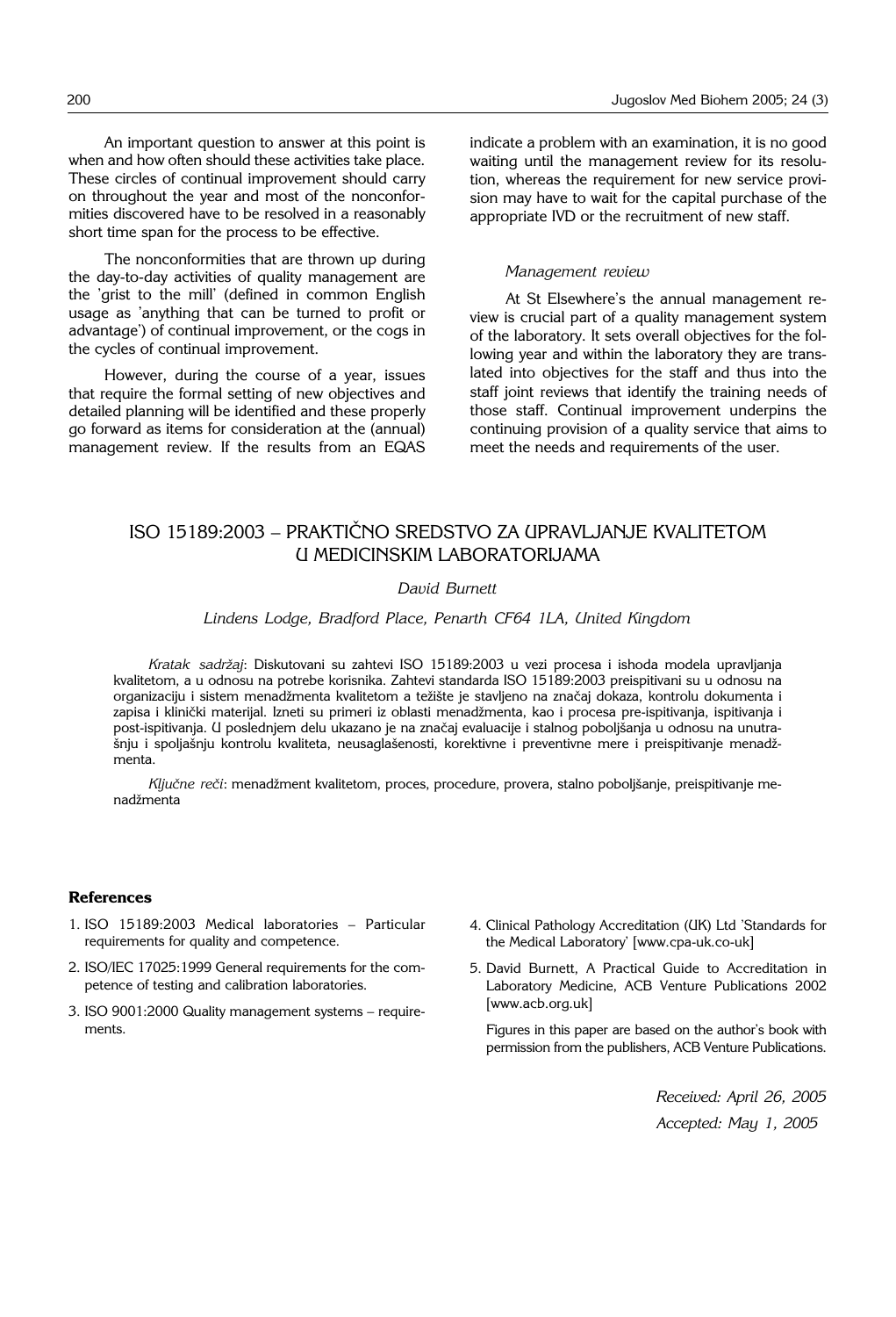An important question to answer at this point is when and how often should these activities take place. These circles of continual improvement should carry on throughout the year and most of the nonconformities discovered have to be resolved in a reasonably short time span for the process to be effective.

The nonconformities that are thrown up during the day-to-day activities of quality management are the 'grist to the mill' (defined in common English usage as 'anything that can be turned to profit or advantage') of continual improvement, or the cogs in the cycles of continual improvement.

However, during the course of a year, issues that require the formal setting of new objectives and detailed planning will be identified and these properly go forward as items for consideration at the (annual) management review. If the results from an EQAS indicate a problem with an examination, it is no good waiting until the management review for its resolution, whereas the requirement for new service provision may have to wait for the capital purchase of the appropriate IVD or the recruitment of new staff.

### *Management review*

At St Elsewhere's the annual management review is crucial part of a quality management system of the laboratory. It sets overall objectives for the following year and within the laboratory they are translated into objectives for the staff and thus into the staff joint reviews that identify the training needs of those staff. Continual improvement underpins the continuing provision of a quality service that aims to meet the needs and requirements of the user.

## ISO 15189:2003 – PRAKTIČNO SREDSTVO ZA UPRAVLJANJE KVALITETOM U MEDICINSKIM LABORATORIJAMA

*David Burnett*

*Lindens Lodge, Bradford Place, Penarth CF64 1LA, United Kingdom*

*Kratak sadržaj*: Diskutovani su zahtevi ISO 15189:2003 u vezi procesa i ishoda modela upravljanja kvalitetom, a u odnosu na potrebe korisnika. Zahtevi standarda ISO 15189:2003 preispitivani su u odnosu na organizaciju i sistem menadžmenta kvalitetom a težište je stavljeno na značaj dokaza, kontrolu dokumenta i zapisa i klinički materijal. Izneti su primeri iz oblasti menadžmenta, kao i procesa pre-ispitivanja, ispitivanja i post-ispitivanja. U poslednjem delu ukazano je na značaj evaluacije i stalnog poboljšanja u odnosu na unutrašnju i spoljašnju kontrolu kvaliteta, neusaglašenosti, korektivne i preventivne mere i preispitivanje menadžmenta.

*Ključne reči*: menadžment kvalitetom, proces, procedure, provera, stalno poboljšanje, preispitivanje menadžmenta

### References

1. ISO 15189:2003 Medical laboratories – Particular requirements for quality and competence.
2. ISO/IEC 17025:1999 General requirements for the competence of testing and calibration laboratories.
3. ISO 9001:2000 Quality management systems – requirements.
4. Clinical Pathology Accreditation (UK) Ltd 'Standards for the Medical Laboratory' [www.cpa-uk.co-uk]
5. David Burnett, A Practical Guide to Accreditation in Laboratory Medicine, ACB Venture Publications 2002 [www.acb.org.uk]

Figures in this paper are based on the author's book with permission from the publishers, ACB Venture Publications.

*Received: April 26, 2005*

*Accepted: May 1, 2005*